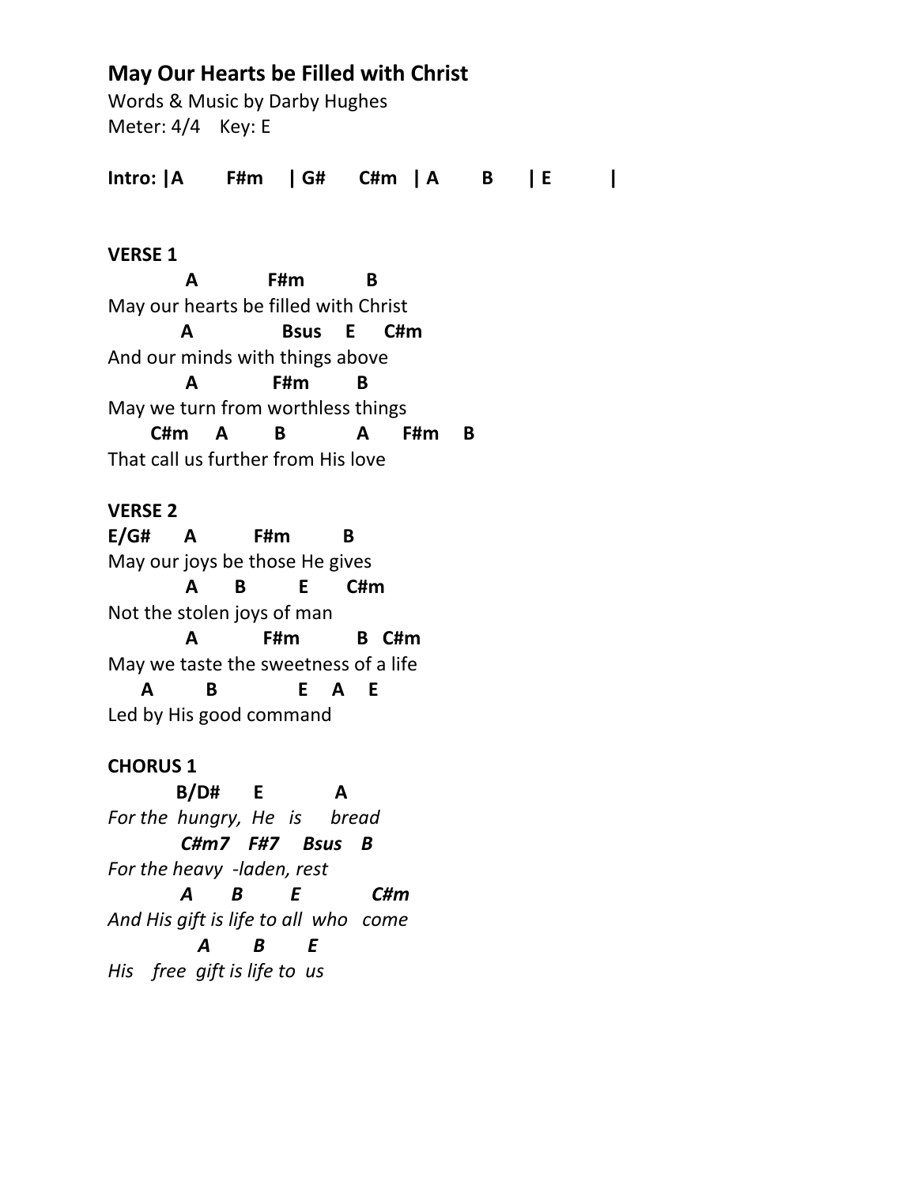# May Our Hearts be Filled with Christ

Words & Music by Darby Hughes
Meter: 4/4    Key: E

**Intro: |A        F#m     | G#       C#m    | A        B       | E           |**

**VERSE 1**

```
           A            F#m          B
May our hearts be filled with Christ
          A               Bsus    E     C#m
And our minds with things above
           A              F#m        B
May we turn from worthless things
       C#m     A        B            A      F#m     B
That call us further from His love
```

**VERSE 2**

```
E/G#      A          F#m         B
May our joys be those He gives
           A      B         E      C#m
Not the stolen joys of man
           A            F#m          B   C#m
May we taste the sweetness of a life
     A         B              E    A    E
Led by His good command
```

**CHORUS 1**

```
          B/D#      E            A
For the  hungry,  He   is      bread
          C#m7   F#7    Bsus    B
For the heavy  -laden, rest
          A       B        E           C#m
And His gift is life to all  who   come
             A       B       E
His    free  gift is life to  us
```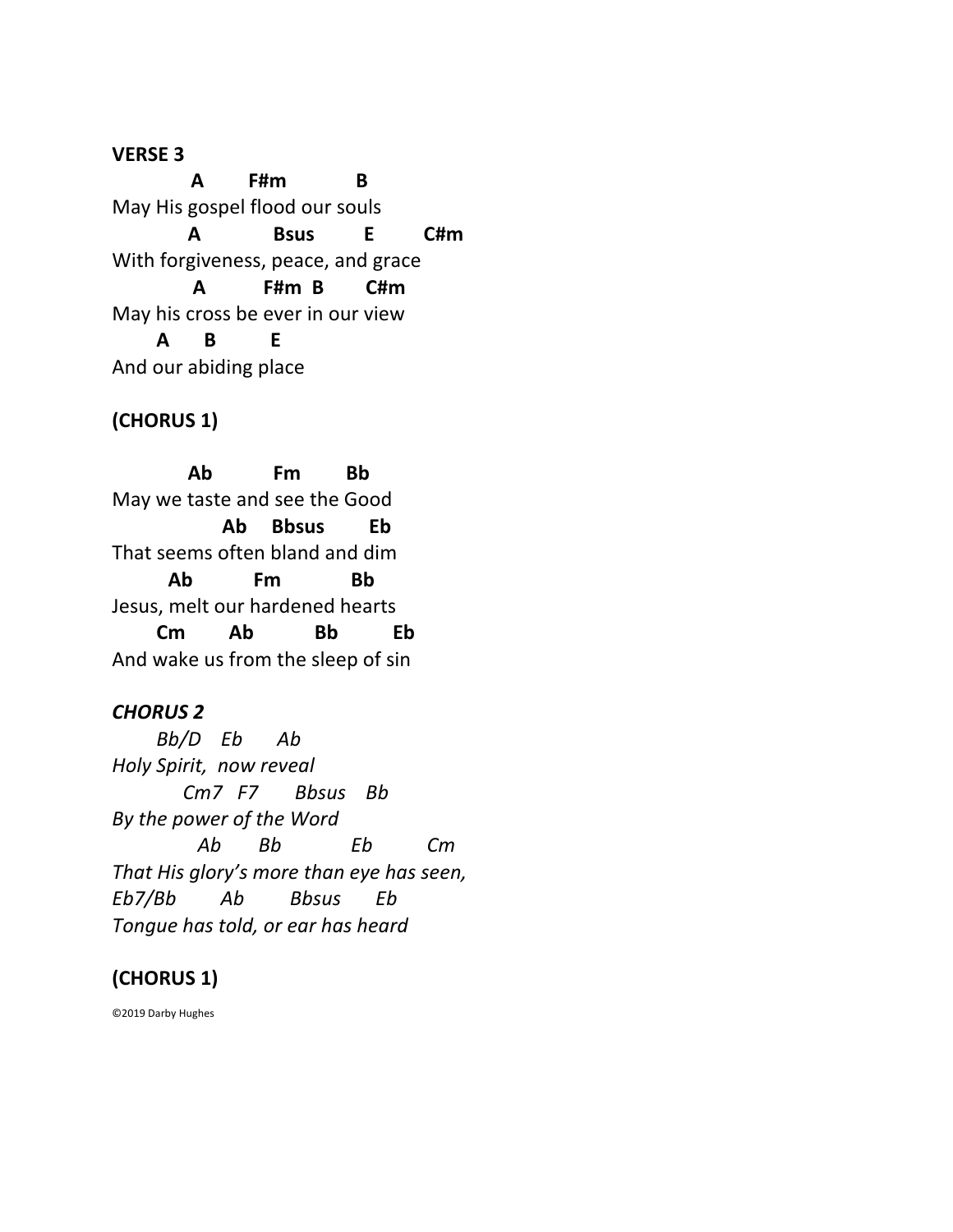**VERSE 3**

```
         A       F#m          B
May His gospel flood our souls
         A           Bsus        E        C#m
With forgiveness, peace, and grace
          A          F#m  B       C#m
May his cross be ever in our view
     A      B        E
And our abiding place
```

**(CHORUS 1)**

```
         Ab          Fm        Bb
May we taste and see the Good
              Ab    Bbsus       Eb
That seems often bland and dim
       Ab          Fm            Bb
Jesus, melt our hardened hearts
     Cm        Ab          Bb         Eb
And wake us from the sleep of sin
```

***CHORUS 2***

```
     Bb/D    Eb      Ab
Holy Spirit,  now reveal
         Cm7   F7       Bbsus    Bb
By the power of the Word
           Ab       Bb            Eb         Cm
That His glory's more than eye has seen,
Eb7/Bb        Ab        Bbsus       Eb
Tongue has told, or ear has heard
```

**(CHORUS 1)**

©2019 Darby Hughes